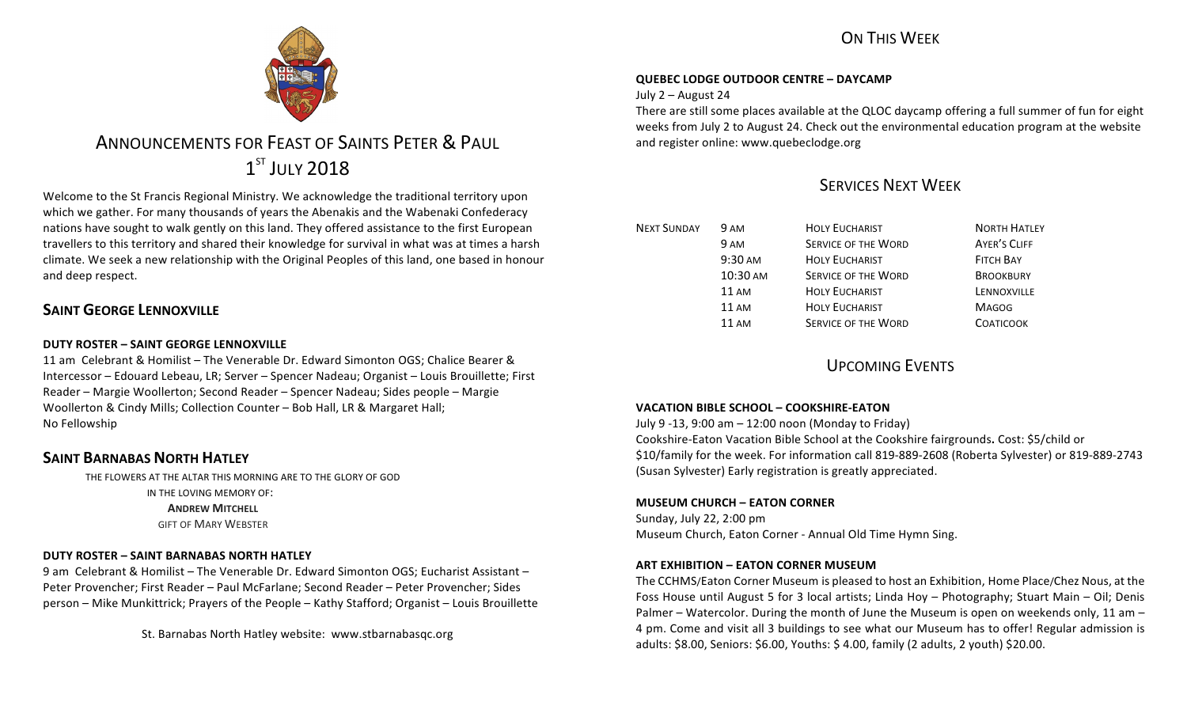# Announcements for Feast of Saints Peter & Paul

## 1st July 2018

Welcome to the St Francis Regional Ministry. We acknowledge the traditional territory upon which we gather. For many thousands of years the Abenakis and the Wabenaki Confederacy nations have sought to walk gently on this land. They offered assistance to the first European travellers to this territory and shared their knowledge for survival in what was at times a harsh climate. We seek a new relationship with the Original Peoples of this land, one based in honour and deep respect.

## Saint George Lennoxville

**DUTY ROSTER – SAINT GEORGE LENNOXVILLE**

11 am Celebrant & Homilist – The Venerable Dr. Edward Simonton OGS; Chalice Bearer & Intercessor – Edouard Lebeau, LR; Server – Spencer Nadeau; Organist – Louis Brouillette; First Reader – Margie Woollerton; Second Reader – Spencer Nadeau; Sides people – Margie Woollerton & Cindy Mills; Collection Counter – Bob Hall, LR & Margaret Hall; No Fellowship

## Saint Barnabas North Hatley

THE FLOWERS AT THE ALTAR THIS MORNING ARE TO THE GLORY OF GOD
IN THE LOVING MEMORY OF:
**ANDREW MITCHELL**
GIFT OF MARY WEBSTER

**DUTY ROSTER – SAINT BARNABAS NORTH HATLEY**

9 am Celebrant & Homilist – The Venerable Dr. Edward Simonton OGS; Eucharist Assistant – Peter Provencher; First Reader – Paul McFarlane; Second Reader – Peter Provencher; Sides person – Mike Munkittrick; Prayers of the People – Kathy Stafford; Organist – Louis Brouillette

St. Barnabas North Hatley website: www.stbarnabasqc.org

## On This Week

**QUEBEC LODGE OUTDOOR CENTRE – DAYCAMP**

July 2 – August 24

There are still some places available at the QLOC daycamp offering a full summer of fun for eight weeks from July 2 to August 24. Check out the environmental education program at the website and register online: www.quebeclodge.org

## Services Next Week

| | | | |
|---|---|---|---|
| Next Sunday | 9 am | Holy Eucharist | North Hatley |
| | 9 am | Service of the Word | Ayer's Cliff |
| | 9:30 am | Holy Eucharist | Fitch Bay |
| | 10:30 am | Service of the Word | Brookbury |
| | 11 am | Holy Eucharist | Lennoxville |
| | 11 am | Holy Eucharist | Magog |
| | 11 am | Service of the Word | Coaticook |

## Upcoming Events

**VACATION BIBLE SCHOOL – COOKSHIRE-EATON**

July 9 -13, 9:00 am – 12:00 noon (Monday to Friday)
Cookshire-Eaton Vacation Bible School at the Cookshire fairgrounds**.** Cost: $5/child or $10/family for the week. For information call 819-889-2608 (Roberta Sylvester) or 819-889-2743 (Susan Sylvester) Early registration is greatly appreciated.

**MUSEUM CHURCH – EATON CORNER**

Sunday, July 22, 2:00 pm
Museum Church, Eaton Corner - Annual Old Time Hymn Sing.

**ART EXHIBITION – EATON CORNER MUSEUM**

The CCHMS/Eaton Corner Museum is pleased to host an Exhibition, Home Place/Chez Nous, at the Foss House until August 5 for 3 local artists; Linda Hoy – Photography; Stuart Main – Oil; Denis Palmer – Watercolor. During the month of June the Museum is open on weekends only, 11 am – 4 pm. Come and visit all 3 buildings to see what our Museum has to offer! Regular admission is adults: $8.00, Seniors: $6.00, Youths: $ 4.00, family (2 adults, 2 youth) $20.00.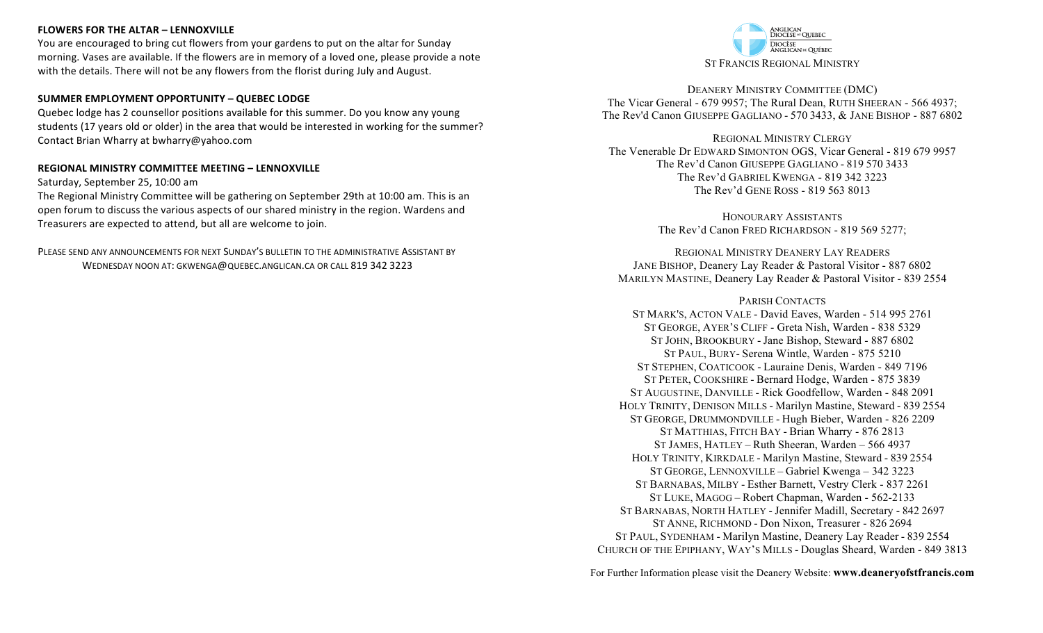## FLOWERS FOR THE ALTAR – LENNOXVILLE

You are encouraged to bring cut flowers from your gardens to put on the altar for Sunday morning. Vases are available. If the flowers are in memory of a loved one, please provide a note with the details. There will not be any flowers from the florist during July and August.

## SUMMER EMPLOYMENT OPPORTUNITY – QUEBEC LODGE

Quebec lodge has 2 counsellor positions available for this summer. Do you know any young students (17 years old or older) in the area that would be interested in working for the summer? Contact Brian Wharry at bwharry@yahoo.com

## REGIONAL MINISTRY COMMITTEE MEETING – LENNOXVILLE

Saturday, September 25, 10:00 am

The Regional Ministry Committee will be gathering on September 29th at 10:00 am. This is an open forum to discuss the various aspects of our shared ministry in the region. Wardens and Treasurers are expected to attend, but all are welcome to join.

PLEASE SEND ANY ANNOUNCEMENTS FOR NEXT SUNDAY'S BULLETIN TO THE ADMINISTRATIVE ASSISTANT BY WEDNESDAY NOON AT: GKWENGA@QUEBEC.ANGLICAN.CA OR CALL 819 342 3223

ANGLICAN DIOCESE OF QUEBEC
DIOCÈSE ANGLICAN DE QUÉBEC

ST FRANCIS REGIONAL MINISTRY

DEANERY MINISTRY COMMITTEE (DMC)

The Vicar General - 679 9957; The Rural Dean, RUTH SHEERAN - 566 4937;
The Rev'd Canon GIUSEPPE GAGLIANO - 570 3433, & JANE BISHOP - 887 6802

REGIONAL MINISTRY CLERGY

The Venerable Dr EDWARD SIMONTON OGS, Vicar General - 819 679 9957
The Rev'd Canon GIUSEPPE GAGLIANO - 819 570 3433
The Rev'd GABRIEL KWENGA - 819 342 3223
The Rev'd GENE ROSS - 819 563 8013

HONOURARY ASSISTANTS

The Rev'd Canon FRED RICHARDSON - 819 569 5277;

REGIONAL MINISTRY DEANERY LAY READERS

JANE BISHOP, Deanery Lay Reader & Pastoral Visitor - 887 6802
MARILYN MASTINE, Deanery Lay Reader & Pastoral Visitor - 839 2554

PARISH CONTACTS

ST MARK'S, ACTON VALE - David Eaves, Warden - 514 995 2761
ST GEORGE, AYER'S CLIFF - Greta Nish, Warden - 838 5329
ST JOHN, BROOKBURY - Jane Bishop, Steward - 887 6802
ST PAUL, BURY- Serena Wintle, Warden - 875 5210
ST STEPHEN, COATICOOK - Lauraine Denis, Warden - 849 7196
ST PETER, COOKSHIRE - Bernard Hodge, Warden - 875 3839
ST AUGUSTINE, DANVILLE - Rick Goodfellow, Warden - 848 2091
HOLY TRINITY, DENISON MILLS - Marilyn Mastine, Steward - 839 2554
ST GEORGE, DRUMMONDVILLE - Hugh Bieber, Warden - 826 2209
ST MATTHIAS, FITCH BAY - Brian Wharry - 876 2813
ST JAMES, HATLEY – Ruth Sheeran, Warden – 566 4937
HOLY TRINITY, KIRKDALE - Marilyn Mastine, Steward - 839 2554
ST GEORGE, LENNOXVILLE – Gabriel Kwenga – 342 3223
ST BARNABAS, MILBY - Esther Barnett, Vestry Clerk - 837 2261
ST LUKE, MAGOG – Robert Chapman, Warden - 562-2133
ST BARNABAS, NORTH HATLEY - Jennifer Madill, Secretary - 842 2697
ST ANNE, RICHMOND - Don Nixon, Treasurer - 826 2694
ST PAUL, SYDENHAM - Marilyn Mastine, Deanery Lay Reader - 839 2554
CHURCH OF THE EPIPHANY, WAY'S MILLS - Douglas Sheard, Warden - 849 3813

For Further Information please visit the Deanery Website: **www.deaneryofstfrancis.com**